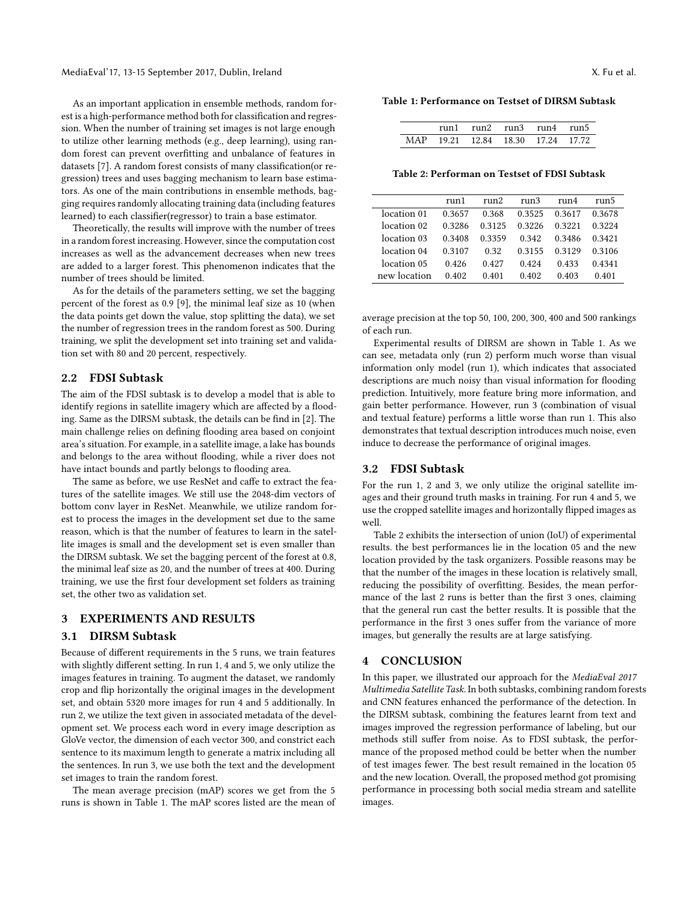As an important application in ensemble methods, random forest is a high-performance method both for classification and regression. When the number of training set images is not large enough to utilize other learning methods (e.g., deep learning), using random forest can prevent overfitting and unbalance of features in datasets [7]. A random forest consists of many classification(or regression) trees and uses bagging mechanism to learn base estimators. As one of the main contributions in ensemble methods, bagging requires randomly allocating training data (including features learned) to each classifier(regressor) to train a base estimator.

Theoretically, the results will improve with the number of trees in a random forest increasing. However, since the computation cost increases as well as the advancement decreases when new trees are added to a larger forest. This phenomenon indicates that the number of trees should be limited.

As for the details of the parameters setting, we set the bagging percent of the forest as 0.9 [9], the minimal leaf size as 10 (when the data points get down the value, stop splitting the data), we set the number of regression trees in the random forest as 500. During training, we split the development set into training set and validation set with 80 and 20 percent, respectively.

## 2.2 FDSI Subtask

The aim of the FDSI subtask is to develop a model that is able to identify regions in satellite imagery which are affected by a flooding. Same as the DIRSM subtask, the details can be find in [2]. The main challenge relies on defining flooding area based on conjoint area's situation. For example, in a satellite image, a lake has bounds and belongs to the area without flooding, while a river does not have intact bounds and partly belongs to flooding area.

The same as before, we use ResNet and caffe to extract the features of the satellite images. We still use the 2048-dim vectors of bottom conv layer in ResNet. Meanwhile, we utilize random forest to process the images in the development set due to the same reason, which is that the number of features to learn in the satellite images is small and the development set is even smaller than the DIRSM subtask. We set the bagging percent of the forest at 0.8, the minimal leaf size as 20, and the number of trees at 400. During training, we use the first four development set folders as training set, the other two as validation set.

# 3 EXPERIMENTS AND RESULTS

## 3.1 DIRSM Subtask

Because of different requirements in the 5 runs, we train features with slightly different setting. In run 1, 4 and 5, we only utilize the images features in training. To augment the dataset, we randomly crop and flip horizontally the original images in the development set, and obtain 5320 more images for run 4 and 5 additionally. In run 2, we utilize the text given in associated metadata of the development set. We process each word in every image description as GloVe vector, the dimension of each vector 300, and constrict each sentence to its maximum length to generate a matrix including all the sentences. In run 3, we use both the text and the development set images to train the random forest.

The mean average precision (mAP) scores we get from the 5 runs is shown in Table 1. The mAP scores listed are the mean of average precision at the top 50, 100, 200, 300, 400 and 500 rankings of each run.

**Table 1: Performance on Testset of DIRSM Subtask**

| | run1 | run2 | run3 | run4 | run5 |
|---|---|---|---|---|---|
| MAP | 19.21 | 12.84 | 18.30 | 17.24 | 17.72 |

**Table 2: Performan on Testset of FDSI Subtask**

| | run1 | run2 | run3 | run4 | run5 |
|---|---|---|---|---|---|
| location 01 | 0.3657 | 0.368 | 0.3525 | 0.3617 | 0.3678 |
| location 02 | 0.3286 | 0.3125 | 0.3226 | 0.3221 | 0.3224 |
| location 03 | 0.3408 | 0.3359 | 0.342 | 0.3486 | 0.3421 |
| location 04 | 0.3107 | 0.32 | 0.3155 | 0.3129 | 0.3106 |
| location 05 | 0.426 | 0.427 | 0.424 | 0.433 | 0.4341 |
| new location | 0.402 | 0.401 | 0.402 | 0.403 | 0.401 |

Experimental results of DIRSM are shown in Table 1. As we can see, metadata only (run 2) perform much worse than visual information only model (run 1), which indicates that associated descriptions are much noisy than visual information for flooding prediction. Intuitively, more feature bring more information, and gain better performance. However, run 3 (combination of visual and textual feature) performs a little worse than run 1. This also demonstrates that textual description introduces much noise, even induce to decrease the performance of original images.

## 3.2 FDSI Subtask

For the run 1, 2 and 3, we only utilize the original satellite images and their ground truth masks in training. For run 4 and 5, we use the cropped satellite images and horizontally flipped images as well.

Table 2 exhibits the intersection of union (IoU) of experimental results. the best performances lie in the location 05 and the new location provided by the task organizers. Possible reasons may be that the number of the images in these location is relatively small, reducing the possibility of overfitting. Besides, the mean performance of the last 2 runs is better than the first 3 ones, claiming that the general run cast the better results. It is possible that the performance in the first 3 ones suffer from the variance of more images, but generally the results are at large satisfying.

# 4 CONCLUSION

In this paper, we illustrated our approach for the *MediaEval 2017 Multimedia Satellite Task*. In both subtasks, combining random forests and CNN features enhanced the performance of the detection. In the DIRSM subtask, combining the features learnt from text and images improved the regression performance of labeling, but our methods still suffer from noise. As to FDSI subtask, the performance of the proposed method could be better when the number of test images fewer. The best result remained in the location 05 and the new location. Overall, the proposed method got promising performance in processing both social media stream and satellite images.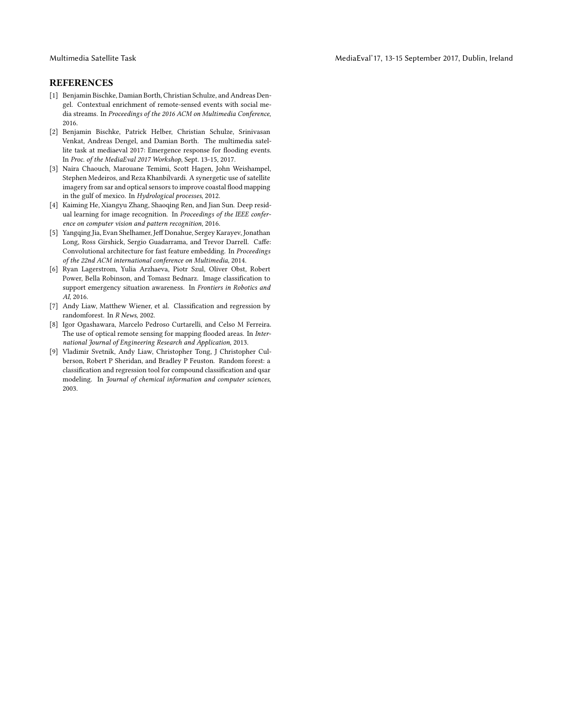## REFERENCES

[1] Benjamin Bischke, Damian Borth, Christian Schulze, and Andreas Dengel. Contextual enrichment of remote-sensed events with social media streams. In *Proceedings of the 2016 ACM on Multimedia Conference*, 2016.

[2] Benjamin Bischke, Patrick Helber, Christian Schulze, Srinivasan Venkat, Andreas Dengel, and Damian Borth. The multimedia satellite task at mediaeval 2017: Emergence response for flooding events. In *Proc. of the MediaEval 2017 Workshop*, Sept. 13-15, 2017.

[3] Naira Chaouch, Marouane Temimi, Scott Hagen, John Weishampel, Stephen Medeiros, and Reza Khanbilvardi. A synergetic use of satellite imagery from sar and optical sensors to improve coastal flood mapping in the gulf of mexico. In *Hydrological processes*, 2012.

[4] Kaiming He, Xiangyu Zhang, Shaoqing Ren, and Jian Sun. Deep residual learning for image recognition. In *Proceedings of the IEEE conference on computer vision and pattern recognition*, 2016.

[5] Yangqing Jia, Evan Shelhamer, Jeff Donahue, Sergey Karayev, Jonathan Long, Ross Girshick, Sergio Guadarrama, and Trevor Darrell. Caffe: Convolutional architecture for fast feature embedding. In *Proceedings of the 22nd ACM international conference on Multimedia*, 2014.

[6] Ryan Lagerstrom, Yulia Arzhaeva, Piotr Szul, Oliver Obst, Robert Power, Bella Robinson, and Tomasz Bednarz. Image classification to support emergency situation awareness. In *Frontiers in Robotics and AI*, 2016.

[7] Andy Liaw, Matthew Wiener, et al. Classification and regression by randomforest. In *R News*, 2002.

[8] Igor Ogashawara, Marcelo Pedroso Curtarelli, and Celso M Ferreira. The use of optical remote sensing for mapping flooded areas. In *International Journal of Engineering Research and Application*, 2013.

[9] Vladimir Svetnik, Andy Liaw, Christopher Tong, J Christopher Culberson, Robert P Sheridan, and Bradley P Feuston. Random forest: a classification and regression tool for compound classification and qsar modeling. In *Journal of chemical information and computer sciences*, 2003.